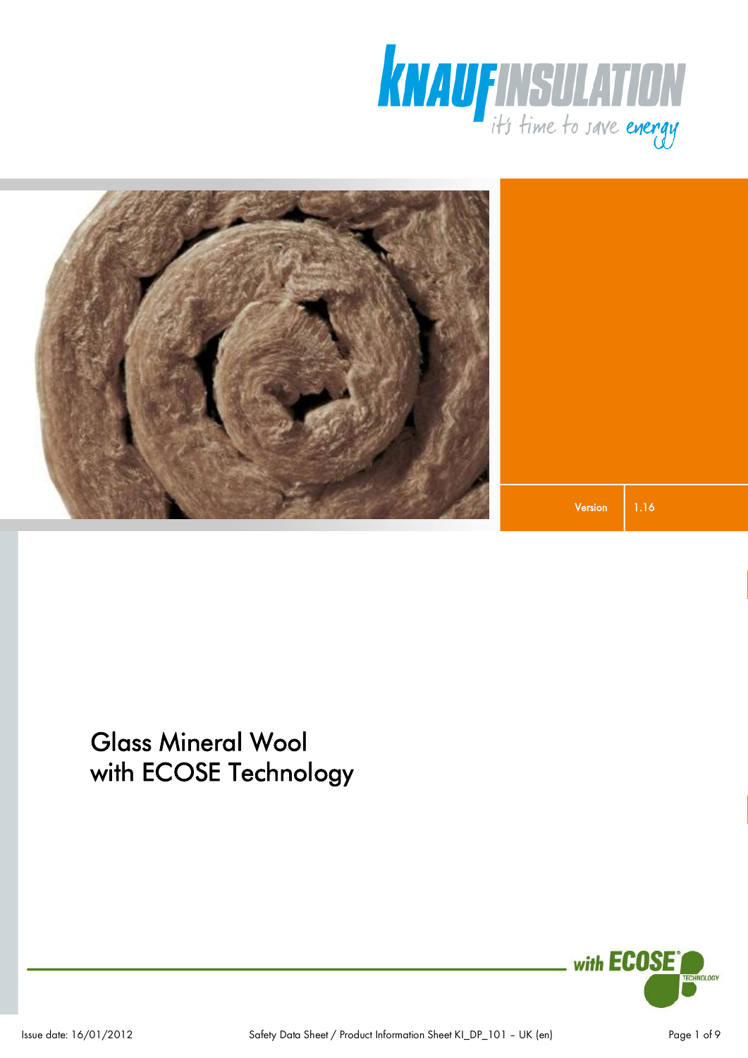KNAUF INSULATION

it's time to save energy

| Version | 1.16 |
| --- | --- |

# Glass Mineral Wool with ECOSE Technology

with ECOSE® TECHNOLOGY

Issue date: 16/01/2012

Safety Data Sheet / Product Information Sheet KI_DP_101 – UK (en)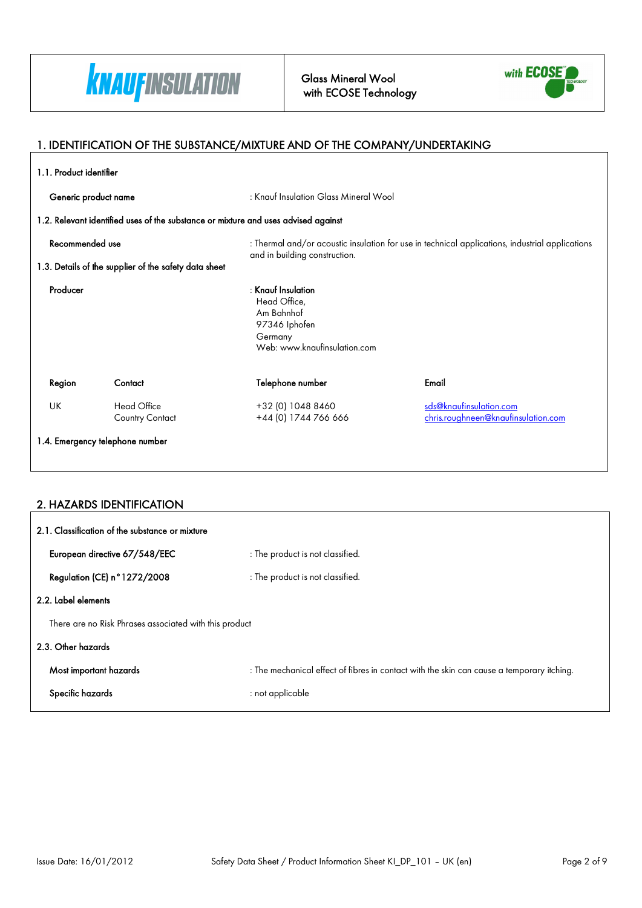**Glass Mineral Wool with ECOSE Technology**

## 1. IDENTIFICATION OF THE SUBSTANCE/MIXTURE AND OF THE COMPANY/UNDERTAKING

### 1.1. Product identifier

**Generic product name** : Knauf Insulation Glass Mineral Wool

### 1.2. Relevant identified uses of the substance or mixture and uses advised against

**Recommended use** : Thermal and/or acoustic insulation for use in technical applications, industrial applications and in building construction.

### 1.3. Details of the supplier of the safety data sheet

**Producer** : **Knauf Insulation**
Head Office,
Am Bahnhof
97346 Iphofen
Germany
Web: www.knaufinsulation.com

| Region | Contact | Telephone number | Email |
|---|---|---|---|
| UK | Head Office | +32 (0) 1048 8460 | sds@knaufinsulation.com |
| | Country Contact | +44 (0) 1744 766 666 | chris.roughneen@knaufinsulation.com |

### 1.4. Emergency telephone number

## 2. HAZARDS IDENTIFICATION

### 2.1. Classification of the substance or mixture

**European directive 67/548/EEC** : The product is not classified.

**Regulation (CE) n°1272/2008** : The product is not classified.

### 2.2. Label elements

There are no Risk Phrases associated with this product

### 2.3. Other hazards

**Most important hazards** : The mechanical effect of fibres in contact with the skin can cause a temporary itching.

**Specific hazards** : not applicable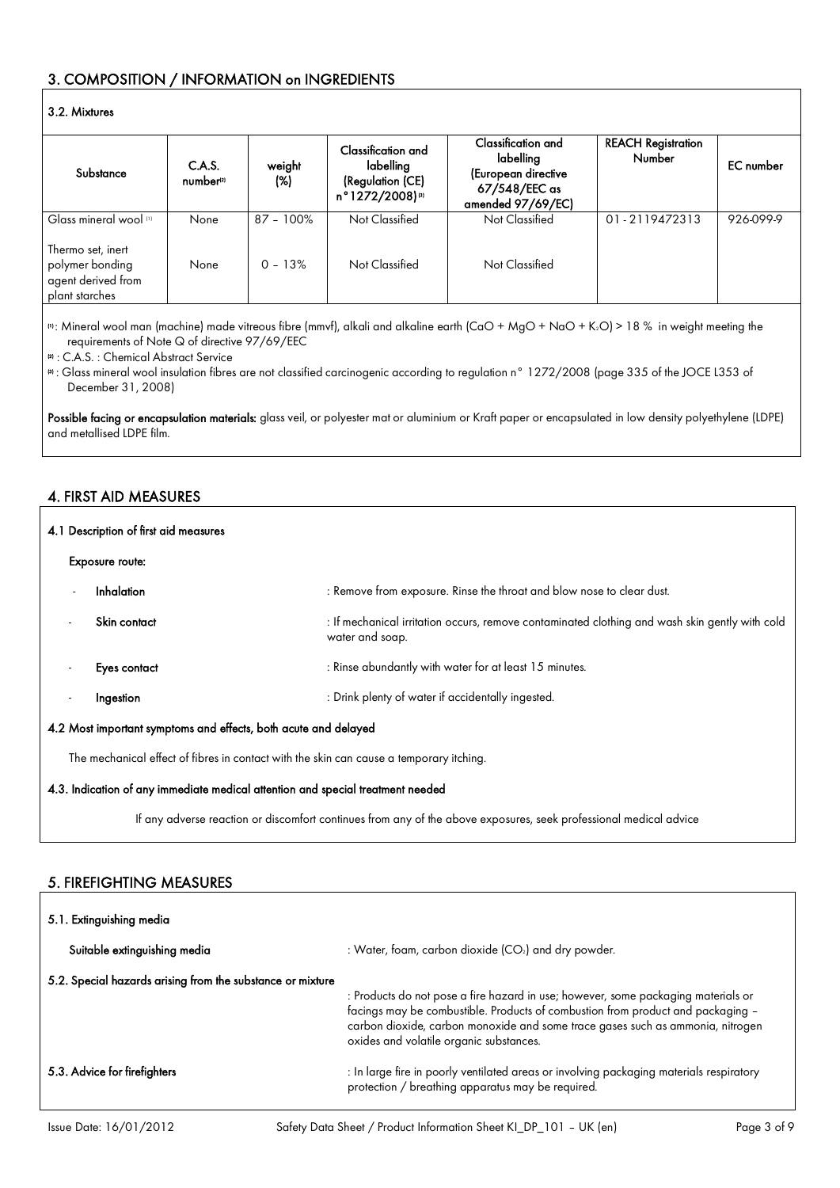## 3. COMPOSITION / INFORMATION on INGREDIENTS

### 3.2. Mixtures

| Substance | C.A.S. number[2] | weight (%) | Classification and labelling (Regulation (CE) n°1272/2008)[3] | Classification and labelling (European directive 67/548/EEC as amended 97/69/EC) | REACH Registration Number | EC number |
|---|---|---|---|---|---|---|
| Glass mineral wool [1] | None | 87 – 100% | Not Classified | Not Classified | 01-2119472313 | 926-099-9 |
| Thermo set, inert polymer bonding agent derived from plant starches | None | 0 – 13% | Not Classified | Not Classified | | |

[1]: Mineral wool man (machine) made vitreous fibre (mmvf), alkali and alkaline earth ($CaO + MgO + NaO + K_2O$) > 18 % in weight meeting the requirements of Note Q of directive 97/69/EEC

[2] : C.A.S. : Chemical Abstract Service

[3] : Glass mineral wool insulation fibres are not classified carcinogenic according to regulation n° 1272/2008 (page 335 of the JOCE L353 of December 31, 2008)

**Possible facing or encapsulation materials:** glass veil, or polyester mat or aluminium or Kraft paper or encapsulated in low density polyethylene (LDPE) and metallised LDPE film.

## 4. FIRST AID MEASURES

### 4.1 Description of first aid measures

**Exposure route:**

- **Inhalation** : Remove from exposure. Rinse the throat and blow nose to clear dust.
- **Skin contact** : If mechanical irritation occurs, remove contaminated clothing and wash skin gently with cold water and soap.
- **Eyes contact** : Rinse abundantly with water for at least 15 minutes.
- **Ingestion** : Drink plenty of water if accidentally ingested.

### 4.2 Most important symptoms and effects, both acute and delayed

The mechanical effect of fibres in contact with the skin can cause a temporary itching.

### 4.3. Indication of any immediate medical attention and special treatment needed

If any adverse reaction or discomfort continues from any of the above exposures, seek professional medical advice

## 5. FIREFIGHTING MEASURES

### 5.1. Extinguishing media

**Suitable extinguishing media** : Water, foam, carbon dioxide ($CO_2$) and dry powder.

### 5.2. Special hazards arising from the substance or mixture

: Products do not pose a fire hazard in use; however, some packaging materials or facings may be combustible. Products of combustion from product and packaging – carbon dioxide, carbon monoxide and some trace gases such as ammonia, nitrogen oxides and volatile organic substances.

### 5.3. Advice for firefighters

: In large fire in poorly ventilated areas or involving packaging materials respiratory protection / breathing apparatus may be required.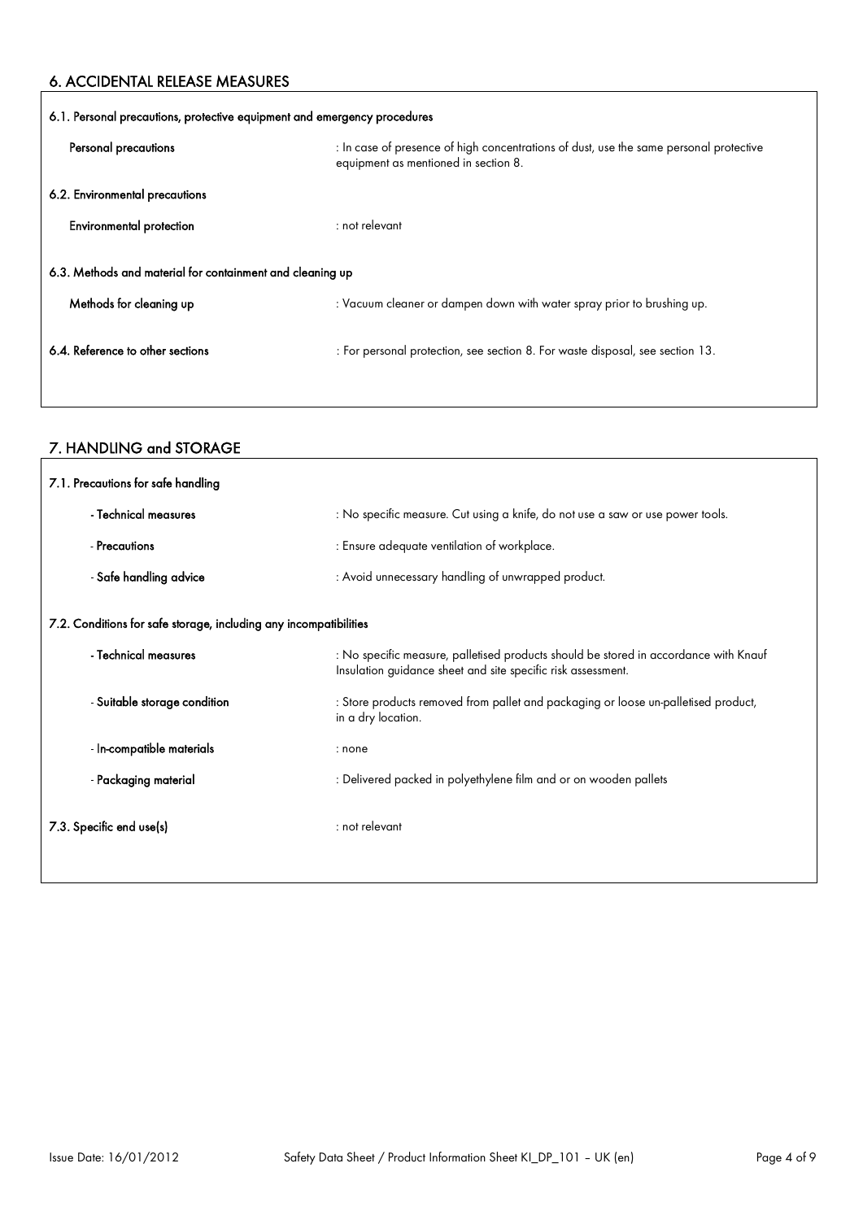## 6. ACCIDENTAL RELEASE MEASURES

### 6.1. Personal precautions, protective equipment and emergency procedures

**Personal precautions** : In case of presence of high concentrations of dust, use the same personal protective equipment as mentioned in section 8.

### 6.2. Environmental precautions

**Environmental protection** : not relevant

### 6.3. Methods and material for containment and cleaning up

**Methods for cleaning up** : Vacuum cleaner or dampen down with water spray prior to brushing up.

### 6.4. Reference to other sections

: For personal protection, see section 8. For waste disposal, see section 13.

## 7. HANDLING and STORAGE

### 7.1. Precautions for safe handling

- **Technical measures** : No specific measure. Cut using a knife, do not use a saw or use power tools.
- **Precautions** : Ensure adequate ventilation of workplace.
- **Safe handling advice** : Avoid unnecessary handling of unwrapped product.

### 7.2. Conditions for safe storage, including any incompatibilities

- **Technical measures** : No specific measure, palletised products should be stored in accordance with Knauf Insulation guidance sheet and site specific risk assessment.
- **Suitable storage condition** : Store products removed from pallet and packaging or loose un-palletised product, in a dry location.
- **In-compatible materials** : none
- **Packaging material** : Delivered packed in polyethylene film and or on wooden pallets

### 7.3. Specific end use(s)

: not relevant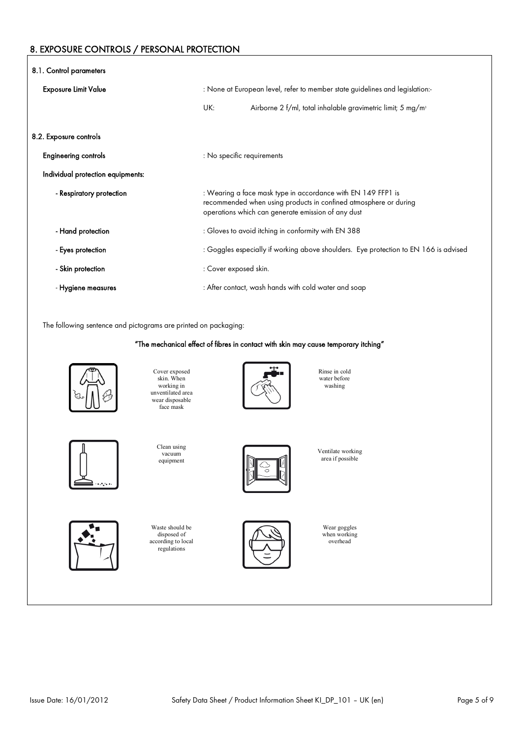## 8. EXPOSURE CONTROLS / PERSONAL PROTECTION

### 8.1. Control parameters

**Exposure Limit Value** : None at European level, refer to member state guidelines and legislation:-

UK: Airborne 2 f/ml, total inhalable gravimetric limit; 5 mg/m³

### 8.2. Exposure controls

**Engineering controls** : No specific requirements

**Individual protection equipments:**

- **Respiratory protection** : Wearing a face mask type in accordance with EN 149 FFP1 is recommended when using products in confined atmosphere or during operations which can generate emission of any dust
- **Hand protection** : Gloves to avoid itching in conformity with EN 388
- **Eyes protection** : Goggles especially if working above shoulders. Eye protection to EN 166 is advised
- **Skin protection** : Cover exposed skin.
- **Hygiene measures** : After contact, wash hands with cold water and soap

The following sentence and pictograms are printed on packaging:

**"The mechanical effect of fibres in contact with skin may cause temporary itching"**

Cover exposed skin. When working in unventilated area wear disposable face mask

Rinse in cold water before washing

Clean using vacuum equipment

Ventilate working area if possible

Waste should be disposed of according to local regulations

Wear goggles when working overhead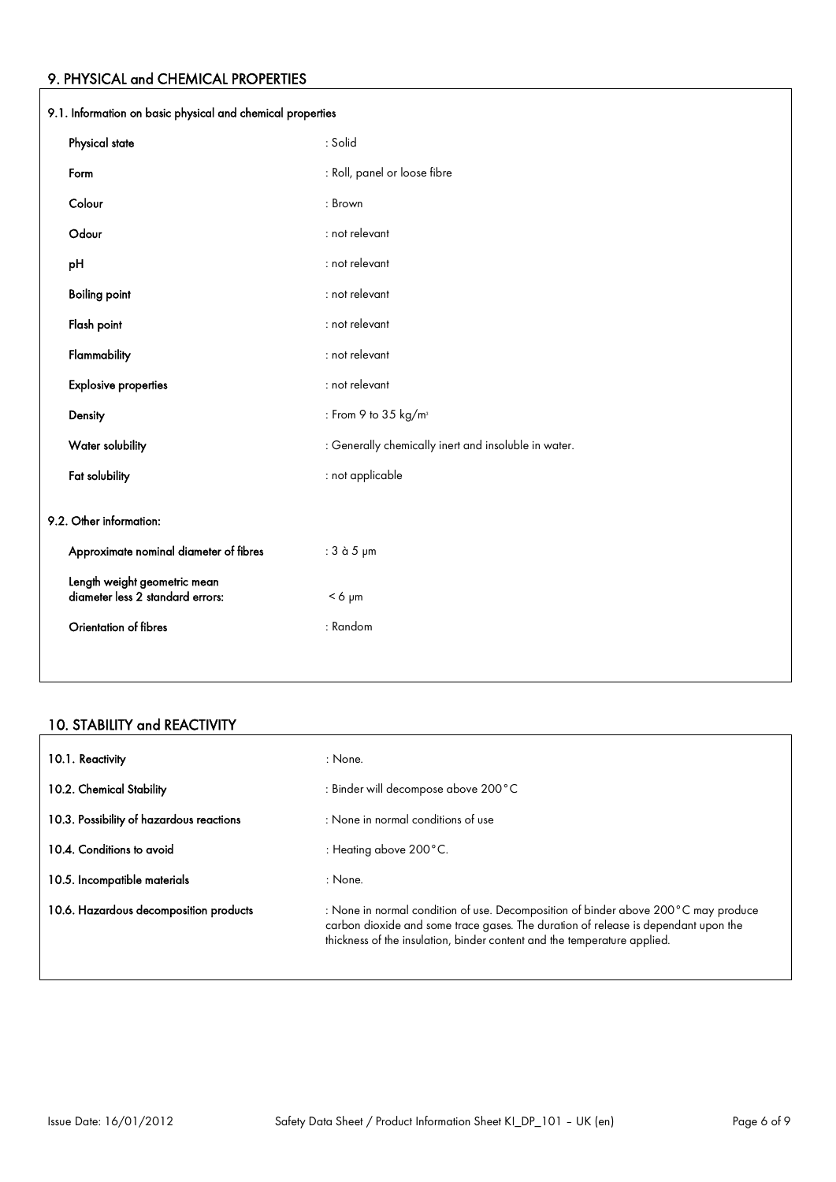## 9. PHYSICAL and CHEMICAL PROPERTIES

### 9.1. Information on basic physical and chemical properties

| | |
|---|---|
| **Physical state** | : Solid |
| **Form** | : Roll, panel or loose fibre |
| **Colour** | : Brown |
| **Odour** | : not relevant |
| **pH** | : not relevant |
| **Boiling point** | : not relevant |
| **Flash point** | : not relevant |
| **Flammability** | : not relevant |
| **Explosive properties** | : not relevant |
| **Density** | : From 9 to 35 kg/m$^3$ |
| **Water solubility** | : Generally chemically inert and insoluble in water. |
| **Fat solubility** | : not applicable |

### 9.2. Other information:

| | |
|---|---|
| **Approximate nominal diameter of fibres** | : 3 à 5 µm |
| **Length weight geometric mean diameter less 2 standard errors:** | < 6 µm |
| **Orientation of fibres** | : Random |

## 10. STABILITY and REACTIVITY

| | |
|---|---|
| **10.1. Reactivity** | : None. |
| **10.2. Chemical Stability** | : Binder will decompose above 200°C |
| **10.3. Possibility of hazardous reactions** | : None in normal conditions of use |
| **10.4. Conditions to avoid** | : Heating above 200°C. |
| **10.5. Incompatible materials** | : None. |
| **10.6. Hazardous decomposition products** | : None in normal condition of use. Decomposition of binder above 200°C may produce carbon dioxide and some trace gases. The duration of release is dependant upon the thickness of the insulation, binder content and the temperature applied. |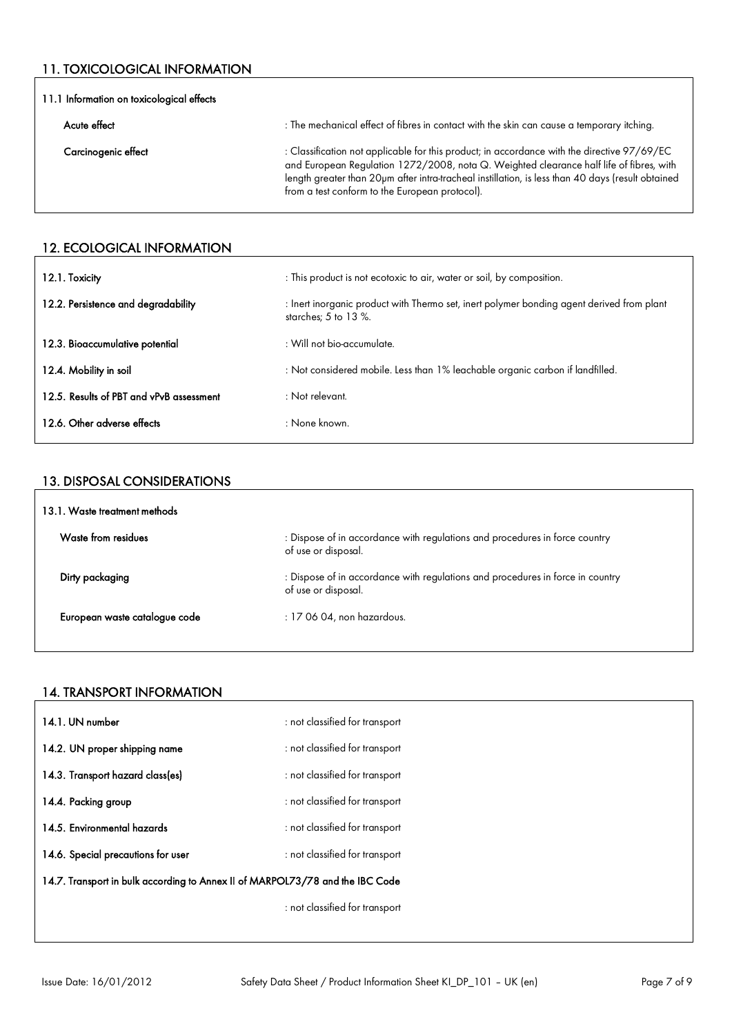## 11. TOXICOLOGICAL INFORMATION

**11.1 Information on toxicological effects**

| | |
|---|---|
| **Acute effect** | : The mechanical effect of fibres in contact with the skin can cause a temporary itching. |
| **Carcinogenic effect** | : Classification not applicable for this product; in accordance with the directive 97/69/EC and European Regulation 1272/2008, nota Q. Weighted clearance half life of fibres, with length greater than 20µm after intra-tracheal instillation, is less than 40 days (result obtained from a test conform to the European protocol). |

## 12. ECOLOGICAL INFORMATION

| | |
|---|---|
| **12.1. Toxicity** | : This product is not ecotoxic to air, water or soil, by composition. |
| **12.2. Persistence and degradability** | : Inert inorganic product with Thermo set, inert polymer bonding agent derived from plant starches; 5 to 13 %. |
| **12.3. Bioaccumulative potential** | : Will not bio-accumulate. |
| **12.4. Mobility in soil** | : Not considered mobile. Less than 1% leachable organic carbon if landfilled. |
| **12.5. Results of PBT and vPvB assessment** | : Not relevant. |
| **12.6. Other adverse effects** | : None known. |

## 13. DISPOSAL CONSIDERATIONS

**13.1. Waste treatment methods**

| | |
|---|---|
| **Waste from residues** | : Dispose of in accordance with regulations and procedures in force country of use or disposal. |
| **Dirty packaging** | : Dispose of in accordance with regulations and procedures in force in country of use or disposal. |
| **European waste catalogue code** | : 17 06 04, non hazardous. |

## 14. TRANSPORT INFORMATION

| | |
|---|---|
| **14.1. UN number** | : not classified for transport |
| **14.2. UN proper shipping name** | : not classified for transport |
| **14.3. Transport hazard class(es)** | : not classified for transport |
| **14.4. Packing group** | : not classified for transport |
| **14.5. Environmental hazards** | : not classified for transport |
| **14.6. Special precautions for user** | : not classified for transport |

**14.7. Transport in bulk according to Annex II of MARPOL73/78 and the IBC Code**

: not classified for transport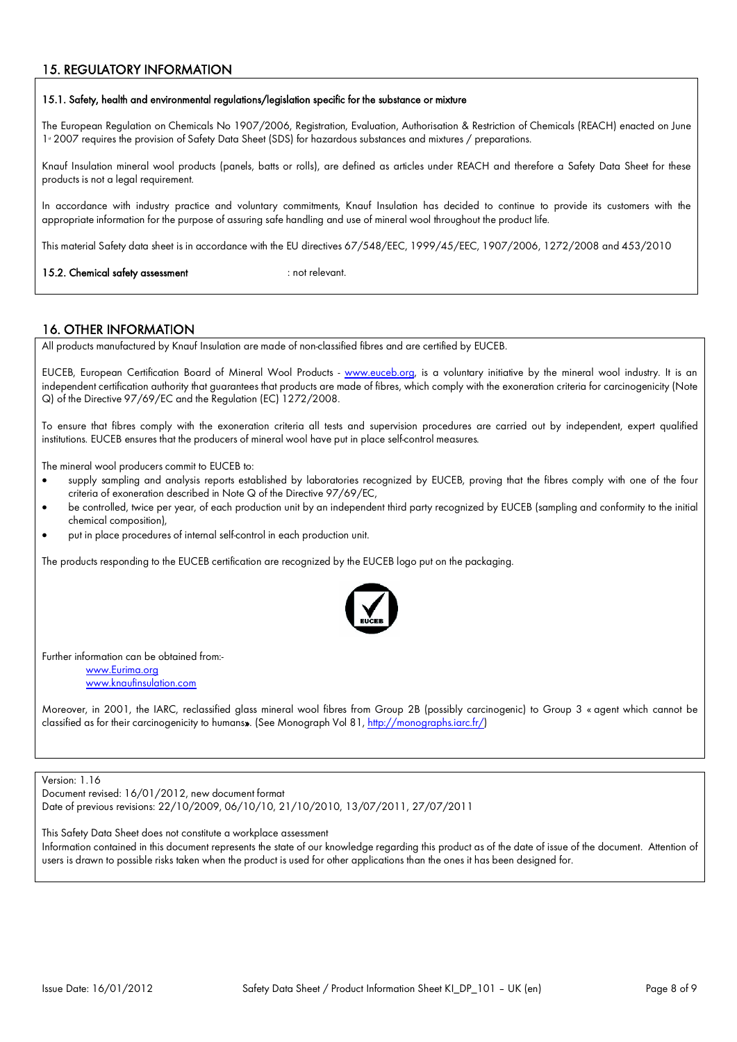## 15. REGULATORY INFORMATION

**15.1. Safety, health and environmental regulations/legislation specific for the substance or mixture**

The European Regulation on Chemicals No 1907/2006, Registration, Evaluation, Authorisation & Restriction of Chemicals (REACH) enacted on June 1st 2007 requires the provision of Safety Data Sheet (SDS) for hazardous substances and mixtures / preparations.

Knauf Insulation mineral wool products (panels, batts or rolls), are defined as articles under REACH and therefore a Safety Data Sheet for these products is not a legal requirement.

In accordance with industry practice and voluntary commitments, Knauf Insulation has decided to continue to provide its customers with the appropriate information for the purpose of assuring safe handling and use of mineral wool throughout the product life.

This material Safety data sheet is in accordance with the EU directives 67/548/EEC, 1999/45/EEC, 1907/2006, 1272/2008 and 453/2010

**15.2. Chemical safety assessment** : not relevant.

## 16. OTHER INFORMATION

All products manufactured by Knauf Insulation are made of non-classified fibres and are certified by EUCEB.

EUCEB, European Certification Board of Mineral Wool Products - www.euceb.org, is a voluntary initiative by the mineral wool industry. It is an independent certification authority that guarantees that products are made of fibres, which comply with the exoneration criteria for carcinogenicity (Note Q) of the Directive 97/69/EC and the Regulation (EC) 1272/2008.

To ensure that fibres comply with the exoneration criteria all tests and supervision procedures are carried out by independent, expert qualified institutions. EUCEB ensures that the producers of mineral wool have put in place self-control measures.

The mineral wool producers commit to EUCEB to:

- supply sampling and analysis reports established by laboratories recognized by EUCEB, proving that the fibres comply with one of the four criteria of exoneration described in Note Q of the Directive 97/69/EC,
- be controlled, twice per year, of each production unit by an independent third party recognized by EUCEB (sampling and conformity to the initial chemical composition),
- put in place procedures of internal self-control in each production unit.

The products responding to the EUCEB certification are recognized by the EUCEB logo put on the packaging.

Further information can be obtained from:-

www.Eurima.org
www.knaufinsulation.com

Moreover, in 2001, the IARC, reclassified glass mineral wool fibres from Group 2B (possibly carcinogenic) to Group 3 « agent which cannot be classified as for their carcinogenicity to humans». (See Monograph Vol 81, http://monographs.iarc.fr/)

Version: 1.16
Document revised: 16/01/2012, new document format
Date of previous revisions: 22/10/2009, 06/10/10, 21/10/2010, 13/07/2011, 27/07/2011

This Safety Data Sheet does not constitute a workplace assessment
Information contained in this document represents the state of our knowledge regarding this product as of the date of issue of the document. Attention of users is drawn to possible risks taken when the product is used for other applications than the ones it has been designed for.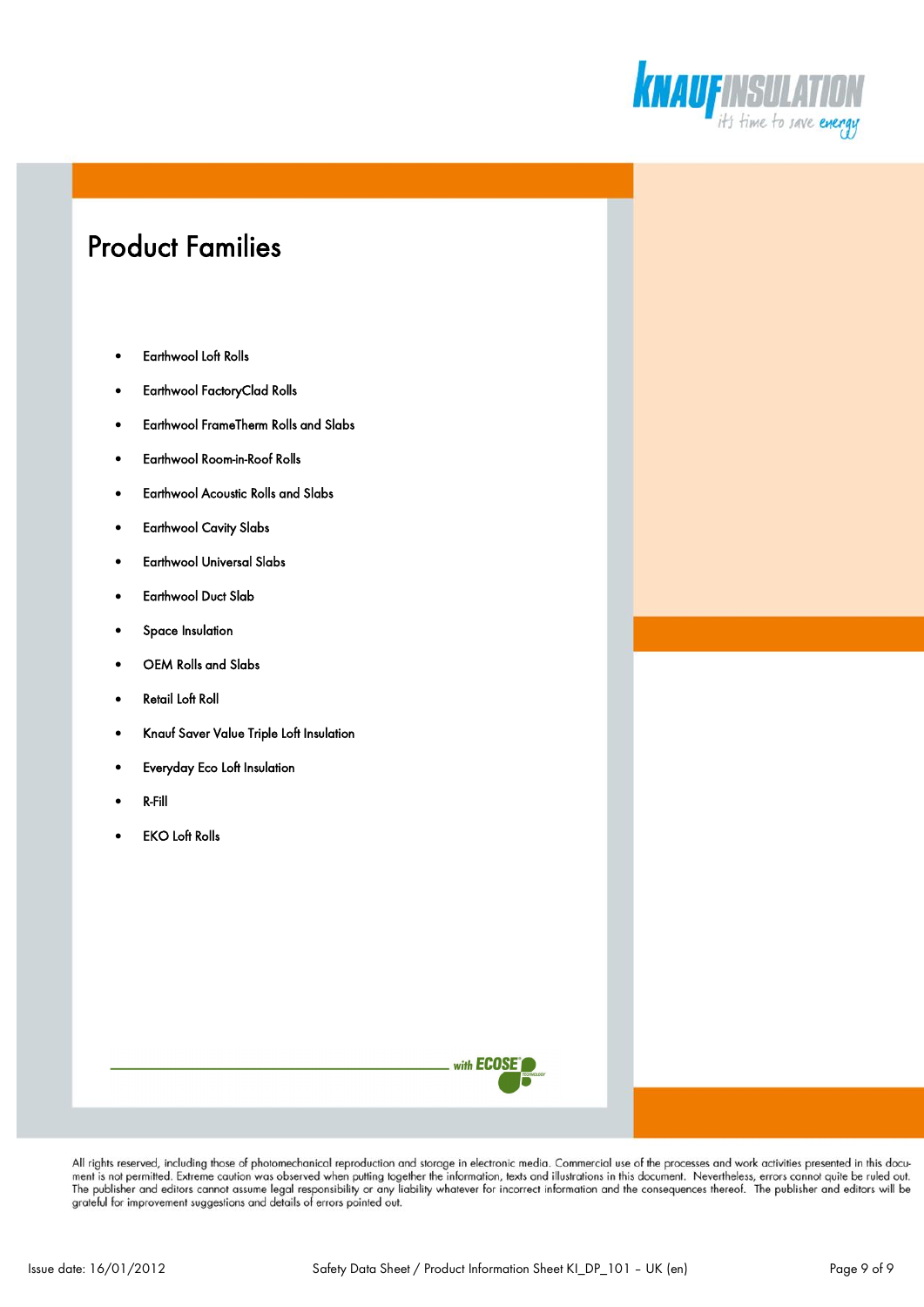# Product Families

- Earthwool Loft Rolls
- Earthwool FactoryClad Rolls
- Earthwool FrameTherm Rolls and Slabs
- Earthwool Room-in-Roof Rolls
- Earthwool Acoustic Rolls and Slabs
- Earthwool Cavity Slabs
- Earthwool Universal Slabs
- Earthwool Duct Slab
- Space Insulation
- OEM Rolls and Slabs
- Retail Loft Roll
- Knauf Saver Value Triple Loft Insulation
- Everyday Eco Loft Insulation
- R-Fill
- EKO Loft Rolls

All rights reserved, including those of photomechanical reproduction and storage in electronic media. Commercial use of the processes and work activities presented in this document is not permitted. Extreme caution was observed when putting together the information, texts and illustrations in this document. Nevertheless, errors cannot quite be ruled out. The publisher and editors cannot assume legal responsibility or any liability whatever for incorrect information and the consequences thereof. The publisher and editors will be grateful for improvement suggestions and details of errors pointed out.